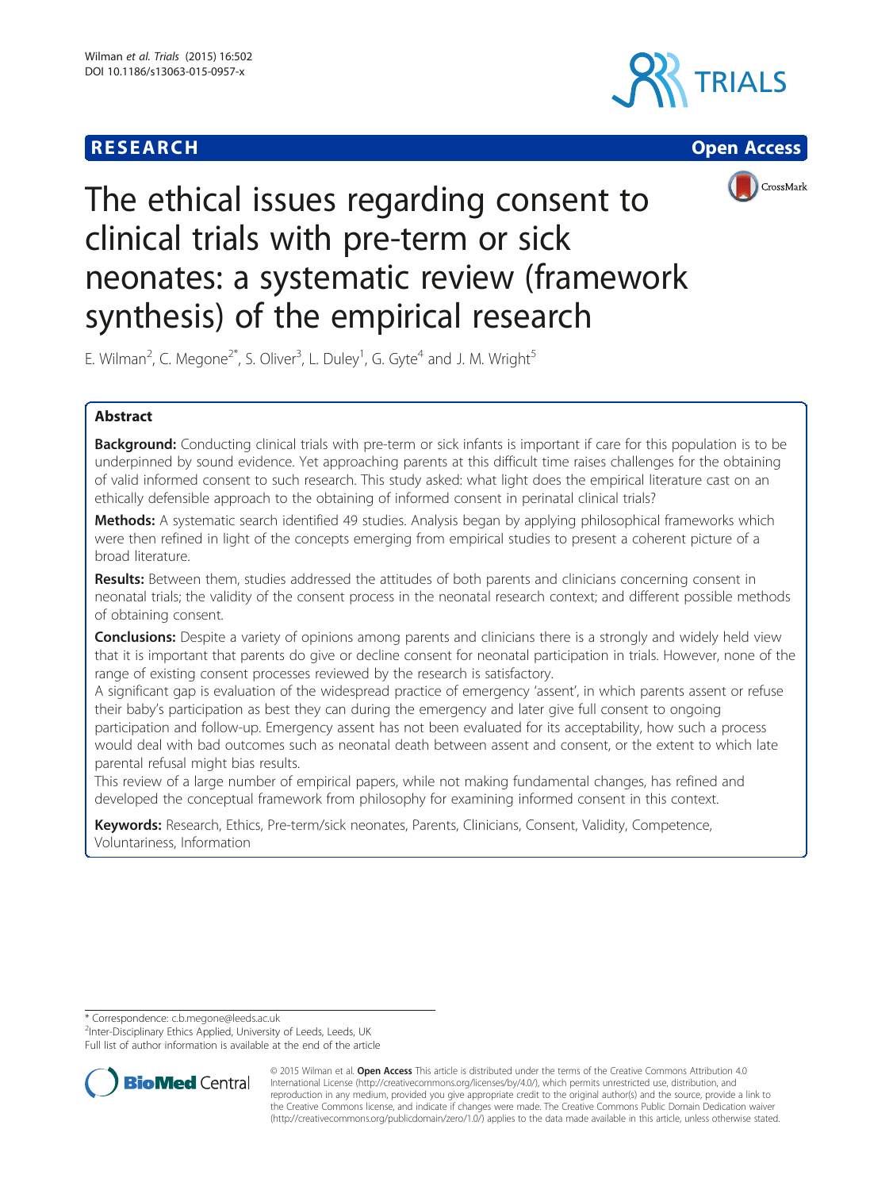**RESEARCH** **Open Access**

# The ethical issues regarding consent to clinical trials with pre-term or sick neonates: a systematic review (framework synthesis) of the empirical research

E. Wilman[2], C. Megone[2*], S. Oliver[3], L. Duley[1], G. Gyte[4] and J. M. Wright[5]

## Abstract

**Background:** Conducting clinical trials with pre-term or sick infants is important if care for this population is to be underpinned by sound evidence. Yet approaching parents at this difficult time raises challenges for the obtaining of valid informed consent to such research. This study asked: what light does the empirical literature cast on an ethically defensible approach to the obtaining of informed consent in perinatal clinical trials?

**Methods:** A systematic search identified 49 studies. Analysis began by applying philosophical frameworks which were then refined in light of the concepts emerging from empirical studies to present a coherent picture of a broad literature.

**Results:** Between them, studies addressed the attitudes of both parents and clinicians concerning consent in neonatal trials; the validity of the consent process in the neonatal research context; and different possible methods of obtaining consent.

**Conclusions:** Despite a variety of opinions among parents and clinicians there is a strongly and widely held view that it is important that parents do give or decline consent for neonatal participation in trials. However, none of the range of existing consent processes reviewed by the research is satisfactory.

A significant gap is evaluation of the widespread practice of emergency 'assent', in which parents assent or refuse their baby's participation as best they can during the emergency and later give full consent to ongoing participation and follow-up. Emergency assent has not been evaluated for its acceptability, how such a process would deal with bad outcomes such as neonatal death between assent and consent, or the extent to which late parental refusal might bias results.

This review of a large number of empirical papers, while not making fundamental changes, has refined and developed the conceptual framework from philosophy for examining informed consent in this context.

**Keywords:** Research, Ethics, Pre-term/sick neonates, Parents, Clinicians, Consent, Validity, Competence, Voluntariness, Information

\* Correspondence: c.b.megone@leeds.ac.uk
[2]Inter-Disciplinary Ethics Applied, University of Leeds, Leeds, UK
Full list of author information is available at the end of the article

© 2015 Wilman et al. **Open Access** This article is distributed under the terms of the Creative Commons Attribution 4.0 International License (http://creativecommons.org/licenses/by/4.0/), which permits unrestricted use, distribution, and reproduction in any medium, provided you give appropriate credit to the original author(s) and the source, provide a link to the Creative Commons license, and indicate if changes were made. The Creative Commons Public Domain Dedication waiver (http://creativecommons.org/publicdomain/zero/1.0/) applies to the data made available in this article, unless otherwise stated.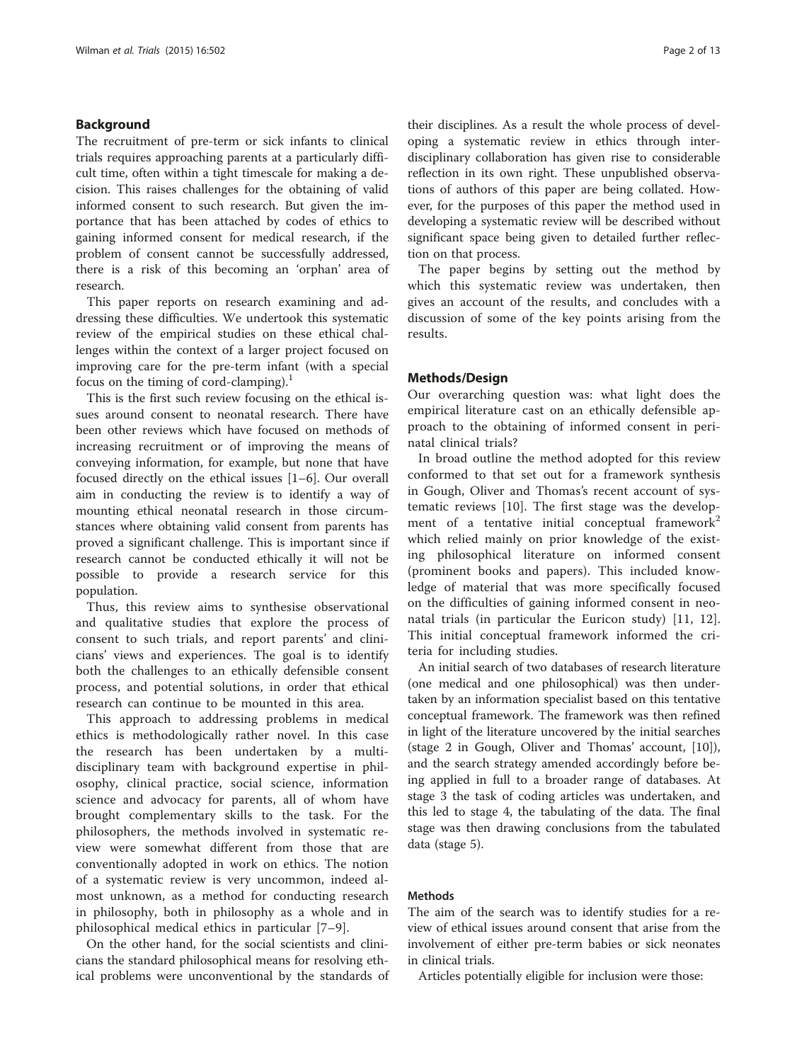## Background

The recruitment of pre-term or sick infants to clinical trials requires approaching parents at a particularly difficult time, often within a tight timescale for making a decision. This raises challenges for the obtaining of valid informed consent to such research. But given the importance that has been attached by codes of ethics to gaining informed consent for medical research, if the problem of consent cannot be successfully addressed, there is a risk of this becoming an 'orphan' area of research.

This paper reports on research examining and addressing these difficulties. We undertook this systematic review of the empirical studies on these ethical challenges within the context of a larger project focused on improving care for the pre-term infant (with a special focus on the timing of cord-clamping).[1]

This is the first such review focusing on the ethical issues around consent to neonatal research. There have been other reviews which have focused on methods of increasing recruitment or of improving the means of conveying information, for example, but none that have focused directly on the ethical issues [1–6]. Our overall aim in conducting the review is to identify a way of mounting ethical neonatal research in those circumstances where obtaining valid consent from parents has proved a significant challenge. This is important since if research cannot be conducted ethically it will not be possible to provide a research service for this population.

Thus, this review aims to synthesise observational and qualitative studies that explore the process of consent to such trials, and report parents' and clinicians' views and experiences. The goal is to identify both the challenges to an ethically defensible consent process, and potential solutions, in order that ethical research can continue to be mounted in this area.

This approach to addressing problems in medical ethics is methodologically rather novel. In this case the research has been undertaken by a multidisciplinary team with background expertise in philosophy, clinical practice, social science, information science and advocacy for parents, all of whom have brought complementary skills to the task. For the philosophers, the methods involved in systematic review were somewhat different from those that are conventionally adopted in work on ethics. The notion of a systematic review is very uncommon, indeed almost unknown, as a method for conducting research in philosophy, both in philosophy as a whole and in philosophical medical ethics in particular [7–9].

On the other hand, for the social scientists and clinicians the standard philosophical means for resolving ethical problems were unconventional by the standards of their disciplines. As a result the whole process of developing a systematic review in ethics through interdisciplinary collaboration has given rise to considerable reflection in its own right. These unpublished observations of authors of this paper are being collated. However, for the purposes of this paper the method used in developing a systematic review will be described without significant space being given to detailed further reflection on that process.

The paper begins by setting out the method by which this systematic review was undertaken, then gives an account of the results, and concludes with a discussion of some of the key points arising from the results.

## Methods/Design

Our overarching question was: what light does the empirical literature cast on an ethically defensible approach to the obtaining of informed consent in perinatal clinical trials?

In broad outline the method adopted for this review conformed to that set out for a framework synthesis in Gough, Oliver and Thomas's recent account of systematic reviews [10]. The first stage was the development of a tentative initial conceptual framework[2] which relied mainly on prior knowledge of the existing philosophical literature on informed consent (prominent books and papers). This included knowledge of material that was more specifically focused on the difficulties of gaining informed consent in neonatal trials (in particular the Euricon study) [11, 12]. This initial conceptual framework informed the criteria for including studies.

An initial search of two databases of research literature (one medical and one philosophical) was then undertaken by an information specialist based on this tentative conceptual framework. The framework was then refined in light of the literature uncovered by the initial searches (stage 2 in Gough, Oliver and Thomas' account, [10]), and the search strategy amended accordingly before being applied in full to a broader range of databases. At stage 3 the task of coding articles was undertaken, and this led to stage 4, the tabulating of the data. The final stage was then drawing conclusions from the tabulated data (stage 5).

### Methods

The aim of the search was to identify studies for a review of ethical issues around consent that arise from the involvement of either pre-term babies or sick neonates in clinical trials.

Articles potentially eligible for inclusion were those: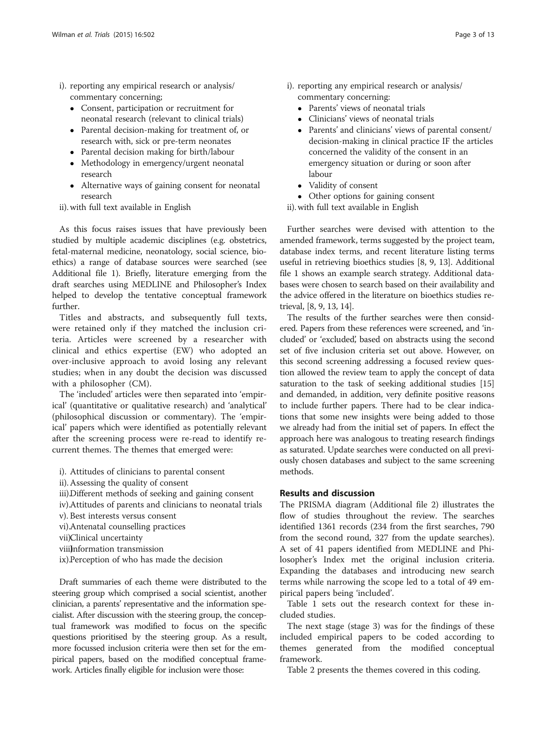i). reporting any empirical research or analysis/ commentary concerning;
- Consent, participation or recruitment for neonatal research (relevant to clinical trials)
- Parental decision-making for treatment of, or research with, sick or pre-term neonates
- Parental decision making for birth/labour
- Methodology in emergency/urgent neonatal research
- Alternative ways of gaining consent for neonatal research

ii). with full text available in English

As this focus raises issues that have previously been studied by multiple academic disciplines (e.g. obstetrics, fetal-maternal medicine, neonatology, social science, bioethics) a range of database sources were searched (see Additional file 1). Briefly, literature emerging from the draft searches using MEDLINE and Philosopher's Index helped to develop the tentative conceptual framework further.

Titles and abstracts, and subsequently full texts, were retained only if they matched the inclusion criteria. Articles were screened by a researcher with clinical and ethics expertise (EW) who adopted an over-inclusive approach to avoid losing any relevant studies; when in any doubt the decision was discussed with a philosopher (CM).

The 'included' articles were then separated into 'empirical' (quantitative or qualitative research) and 'analytical' (philosophical discussion or commentary). The 'empirical' papers which were identified as potentially relevant after the screening process were re-read to identify recurrent themes. The themes that emerged were:

i). Attitudes of clinicians to parental consent
ii). Assessing the quality of consent
iii). Different methods of seeking and gaining consent
iv). Attitudes of parents and clinicians to neonatal trials
v). Best interests versus consent
vi). Antenatal counselling practices
vii). Clinical uncertainty
viii). Information transmission
ix). Perception of who has made the decision

Draft summaries of each theme were distributed to the steering group which comprised a social scientist, another clinician, a parents' representative and the information specialist. After discussion with the steering group, the conceptual framework was modified to focus on the specific questions prioritised by the steering group. As a result, more focussed inclusion criteria were then set for the empirical papers, based on the modified conceptual framework. Articles finally eligible for inclusion were those:

i). reporting any empirical research or analysis/ commentary concerning:
- Parents' views of neonatal trials
- Clinicians' views of neonatal trials
- Parents' and clinicians' views of parental consent/ decision-making in clinical practice IF the articles concerned the validity of the consent in an emergency situation or during or soon after labour
- Validity of consent
- Other options for gaining consent

ii). with full text available in English

Further searches were devised with attention to the amended framework, terms suggested by the project team, database index terms, and recent literature listing terms useful in retrieving bioethics studies [8, 9, 13]. Additional file 1 shows an example search strategy. Additional databases were chosen to search based on their availability and the advice offered in the literature on bioethics studies retrieval, [8, 9, 13, 14].

The results of the further searches were then considered. Papers from these references were screened, and 'included' or 'excluded', based on abstracts using the second set of five inclusion criteria set out above. However, on this second screening addressing a focused review question allowed the review team to apply the concept of data saturation to the task of seeking additional studies [15] and demanded, in addition, very definite positive reasons to include further papers. There had to be clear indications that some new insights were being added to those we already had from the initial set of papers. In effect the approach here was analogous to treating research findings as saturated. Update searches were conducted on all previously chosen databases and subject to the same screening methods.

## Results and discussion

The PRISMA diagram (Additional file 2) illustrates the flow of studies throughout the review. The searches identified 1361 records (234 from the first searches, 790 from the second round, 327 from the update searches). A set of 41 papers identified from MEDLINE and Philosopher's Index met the original inclusion criteria. Expanding the databases and introducing new search terms while narrowing the scope led to a total of 49 empirical papers being 'included'.

Table 1 sets out the research context for these included studies.

The next stage (stage 3) was for the findings of these included empirical papers to be coded according to themes generated from the modified conceptual framework.

Table 2 presents the themes covered in this coding.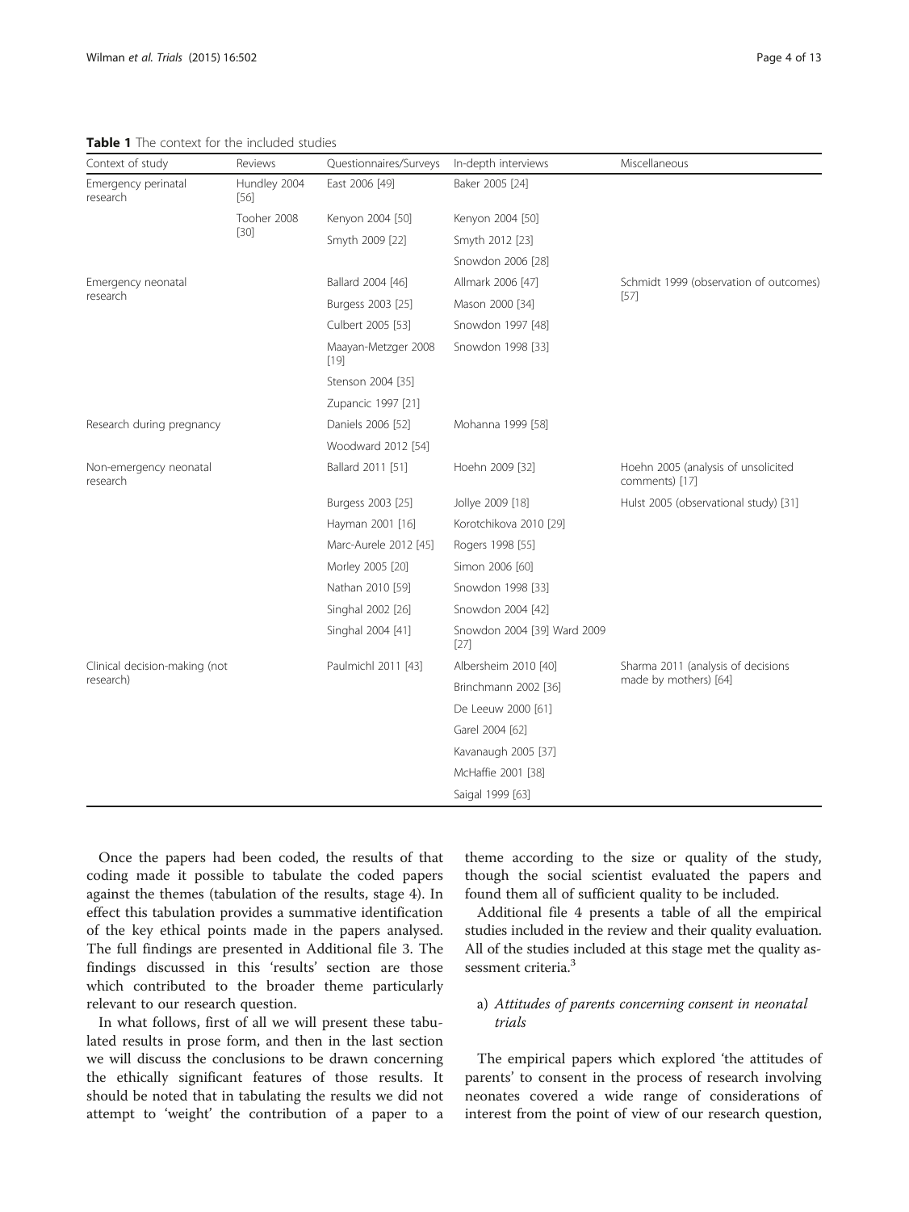**Table 1** The context for the included studies

| Context of study | Reviews | Questionnaires/Surveys | In-depth interviews | Miscellaneous |
|---|---|---|---|---|
| Emergency perinatal research | Hundley 2004 [56] | East 2006 [49] | Baker 2005 [24] | |
| | Tooher 2008 [30] | Kenyon 2004 [50] | Kenyon 2004 [50] | |
| | | Smyth 2009 [22] | Smyth 2012 [23] | |
| | | | Snowdon 2006 [28] | |
| Emergency neonatal research | | Ballard 2004 [46] | Allmark 2006 [47] | Schmidt 1999 (observation of outcomes) [57] |
| | | Burgess 2003 [25] | Mason 2000 [34] | |
| | | Culbert 2005 [53] | Snowdon 1997 [48] | |
| | | Maayan-Metzger 2008 [19] | Snowdon 1998 [33] | |
| | | Stenson 2004 [35] | | |
| | | Zupancic 1997 [21] | | |
| Research during pregnancy | | Daniels 2006 [52] | Mohanna 1999 [58] | |
| | | Woodward 2012 [54] | | |
| Non-emergency neonatal research | | Ballard 2011 [51] | Hoehn 2009 [32] | Hoehn 2005 (analysis of unsolicited comments) [17] |
| | | Burgess 2003 [25] | Jollye 2009 [18] | Hulst 2005 (observational study) [31] |
| | | Hayman 2001 [16] | Korotchikova 2010 [29] | |
| | | Marc-Aurele 2012 [45] | Rogers 1998 [55] | |
| | | Morley 2005 [20] | Simon 2006 [60] | |
| | | Nathan 2010 [59] | Snowdon 1998 [33] | |
| | | Singhal 2002 [26] | Snowdon 2004 [42] | |
| | | Singhal 2004 [41] | Snowdon 2004 [39] Ward 2009 [27] | |
| Clinical decision-making (not research) | | Paulmichl 2011 [43] | Albersheim 2010 [40] | Sharma 2011 (analysis of decisions made by mothers) [64] |
| | | | Brinchmann 2002 [36] | |
| | | | De Leeuw 2000 [61] | |
| | | | Garel 2004 [62] | |
| | | | Kavanaugh 2005 [37] | |
| | | | McHaffie 2001 [38] | |
| | | | Saigal 1999 [63] | |

Once the papers had been coded, the results of that coding made it possible to tabulate the coded papers against the themes (tabulation of the results, stage 4). In effect this tabulation provides a summative identification of the key ethical points made in the papers analysed. The full findings are presented in Additional file 3. The findings discussed in this 'results' section are those which contributed to the broader theme particularly relevant to our research question.

In what follows, first of all we will present these tabulated results in prose form, and then in the last section we will discuss the conclusions to be drawn concerning the ethically significant features of those results. It should be noted that in tabulating the results we did not attempt to 'weight' the contribution of a paper to a theme according to the size or quality of the study, though the social scientist evaluated the papers and found them all of sufficient quality to be included.

Additional file 4 presents a table of all the empirical studies included in the review and their quality evaluation. All of the studies included at this stage met the quality assessment criteria.[3]

a) *Attitudes of parents concerning consent in neonatal trials*

The empirical papers which explored 'the attitudes of parents' to consent in the process of research involving neonates covered a wide range of considerations of interest from the point of view of our research question,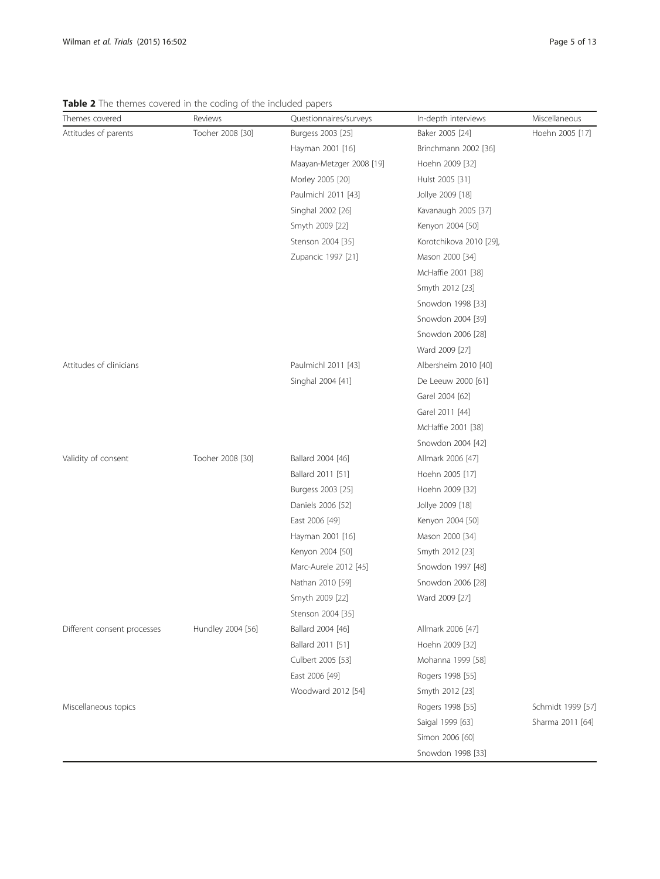**Table 2** The themes covered in the coding of the included papers

| Themes covered | Reviews | Questionnaires/surveys | In-depth interviews | Miscellaneous |
|---|---|---|---|---|
| Attitudes of parents | Tooher 2008 [30] | Burgess 2003 [25] | Baker 2005 [24] | Hoehn 2005 [17] |
| | | Hayman 2001 [16] | Brinchmann 2002 [36] | |
| | | Maayan-Metzger 2008 [19] | Hoehn 2009 [32] | |
| | | Morley 2005 [20] | Hulst 2005 [31] | |
| | | Paulmichl 2011 [43] | Jollye 2009 [18] | |
| | | Singhal 2002 [26] | Kavanaugh 2005 [37] | |
| | | Smyth 2009 [22] | Kenyon 2004 [50] | |
| | | Stenson 2004 [35] | Korotchikova 2010 [29], | |
| | | Zupancic 1997 [21] | Mason 2000 [34] | |
| | | | McHaffie 2001 [38] | |
| | | | Smyth 2012 [23] | |
| | | | Snowdon 1998 [33] | |
| | | | Snowdon 2004 [39] | |
| | | | Snowdon 2006 [28] | |
| | | | Ward 2009 [27] | |
| Attitudes of clinicians | | Paulmichl 2011 [43] | Albersheim 2010 [40] | |
| | | Singhal 2004 [41] | De Leeuw 2000 [61] | |
| | | | Garel 2004 [62] | |
| | | | Garel 2011 [44] | |
| | | | McHaffie 2001 [38] | |
| | | | Snowdon 2004 [42] | |
| Validity of consent | Tooher 2008 [30] | Ballard 2004 [46] | Allmark 2006 [47] | |
| | | Ballard 2011 [51] | Hoehn 2005 [17] | |
| | | Burgess 2003 [25] | Hoehn 2009 [32] | |
| | | Daniels 2006 [52] | Jollye 2009 [18] | |
| | | East 2006 [49] | Kenyon 2004 [50] | |
| | | Hayman 2001 [16] | Mason 2000 [34] | |
| | | Kenyon 2004 [50] | Smyth 2012 [23] | |
| | | Marc-Aurele 2012 [45] | Snowdon 1997 [48] | |
| | | Nathan 2010 [59] | Snowdon 2006 [28] | |
| | | Smyth 2009 [22] | Ward 2009 [27] | |
| | | Stenson 2004 [35] | | |
| Different consent processes | Hundley 2004 [56] | Ballard 2004 [46] | Allmark 2006 [47] | |
| | | Ballard 2011 [51] | Hoehn 2009 [32] | |
| | | Culbert 2005 [53] | Mohanna 1999 [58] | |
| | | East 2006 [49] | Rogers 1998 [55] | |
| | | Woodward 2012 [54] | Smyth 2012 [23] | |
| Miscellaneous topics | | | Rogers 1998 [55] | Schmidt 1999 [57] |
| | | | Saigal 1999 [63] | Sharma 2011 [64] |
| | | | Simon 2006 [60] | |
| | | | Snowdon 1998 [33] | |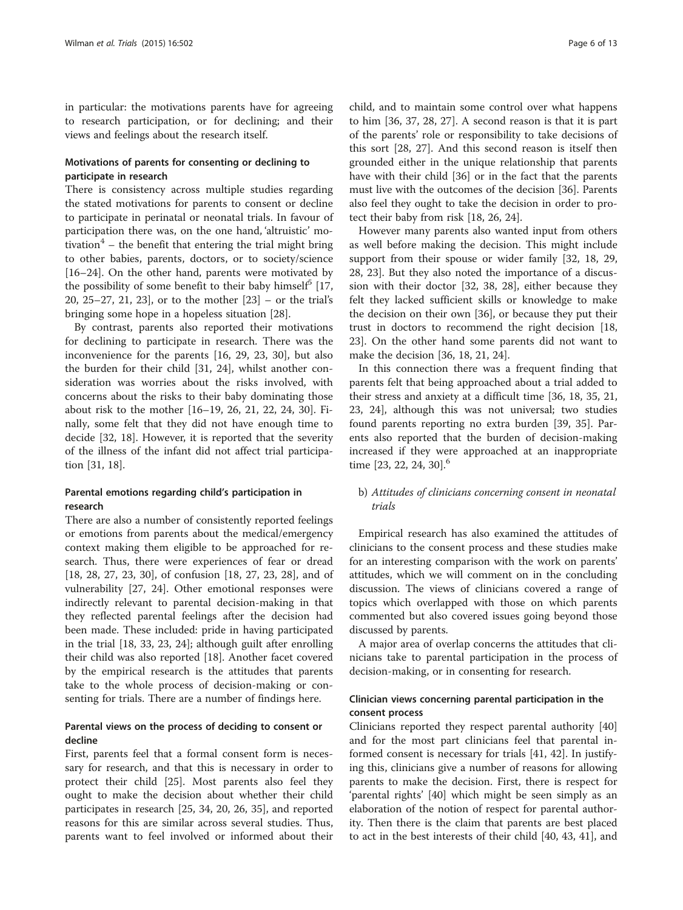in particular: the motivations parents have for agreeing to research participation, or for declining; and their views and feelings about the research itself.

### Motivations of parents for consenting or declining to participate in research

There is consistency across multiple studies regarding the stated motivations for parents to consent or decline to participate in perinatal or neonatal trials. In favour of participation there was, on the one hand, 'altruistic' motivation[4] – the benefit that entering the trial might bring to other babies, parents, doctors, or to society/science [16–24]. On the other hand, parents were motivated by the possibility of some benefit to their baby himself[5] [17, 20, 25–27, 21, 23], or to the mother [23] – or the trial's bringing some hope in a hopeless situation [28].

By contrast, parents also reported their motivations for declining to participate in research. There was the inconvenience for the parents [16, 29, 23, 30], but also the burden for their child [31, 24], whilst another consideration was worries about the risks involved, with concerns about the risks to their baby dominating those about risk to the mother [16–19, 26, 21, 22, 24, 30]. Finally, some felt that they did not have enough time to decide [32, 18]. However, it is reported that the severity of the illness of the infant did not affect trial participation [31, 18].

### Parental emotions regarding child's participation in research

There are also a number of consistently reported feelings or emotions from parents about the medical/emergency context making them eligible to be approached for research. Thus, there were experiences of fear or dread [18, 28, 27, 23, 30], of confusion [18, 27, 23, 28], and of vulnerability [27, 24]. Other emotional responses were indirectly relevant to parental decision-making in that they reflected parental feelings after the decision had been made. These included: pride in having participated in the trial [18, 33, 23, 24]; although guilt after enrolling their child was also reported [18]. Another facet covered by the empirical research is the attitudes that parents take to the whole process of decision-making or consenting for trials. There are a number of findings here.

### Parental views on the process of deciding to consent or decline

First, parents feel that a formal consent form is necessary for research, and that this is necessary in order to protect their child [25]. Most parents also feel they ought to make the decision about whether their child participates in research [25, 34, 20, 26, 35], and reported reasons for this are similar across several studies. Thus, parents want to feel involved or informed about their child, and to maintain some control over what happens to him [36, 37, 28, 27]. A second reason is that it is part of the parents' role or responsibility to take decisions of this sort [28, 27]. And this second reason is itself then grounded either in the unique relationship that parents have with their child [36] or in the fact that the parents must live with the outcomes of the decision [36]. Parents also feel they ought to take the decision in order to protect their baby from risk [18, 26, 24].

However many parents also wanted input from others as well before making the decision. This might include support from their spouse or wider family [32, 18, 29, 28, 23]. But they also noted the importance of a discussion with their doctor [32, 38, 28], either because they felt they lacked sufficient skills or knowledge to make the decision on their own [36], or because they put their trust in doctors to recommend the right decision [18, 23]. On the other hand some parents did not want to make the decision [36, 18, 21, 24].

In this connection there was a frequent finding that parents felt that being approached about a trial added to their stress and anxiety at a difficult time [36, 18, 35, 21, 23, 24], although this was not universal; two studies found parents reporting no extra burden [39, 35]. Parents also reported that the burden of decision-making increased if they were approached at an inappropriate time [23, 22, 24, 30].[6]

b) *Attitudes of clinicians concerning consent in neonatal trials*

Empirical research has also examined the attitudes of clinicians to the consent process and these studies make for an interesting comparison with the work on parents' attitudes, which we will comment on in the concluding discussion. The views of clinicians covered a range of topics which overlapped with those on which parents commented but also covered issues going beyond those discussed by parents.

A major area of overlap concerns the attitudes that clinicians take to parental participation in the process of decision-making, or in consenting for research.

### Clinician views concerning parental participation in the consent process

Clinicians reported they respect parental authority [40] and for the most part clinicians feel that parental informed consent is necessary for trials [41, 42]. In justifying this, clinicians give a number of reasons for allowing parents to make the decision. First, there is respect for 'parental rights' [40] which might be seen simply as an elaboration of the notion of respect for parental authority. Then there is the claim that parents are best placed to act in the best interests of their child [40, 43, 41], and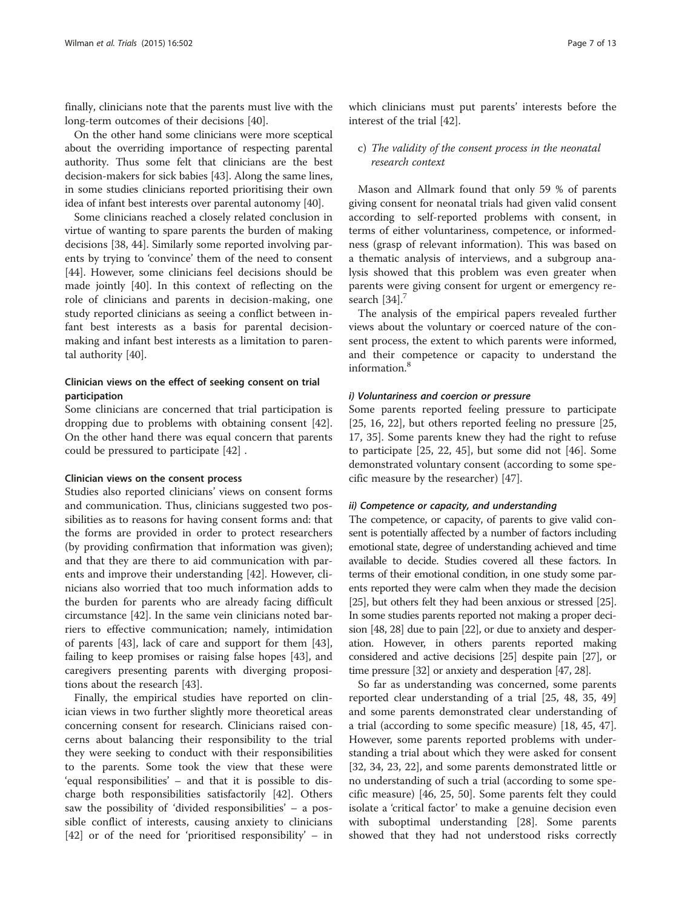finally, clinicians note that the parents must live with the long-term outcomes of their decisions [40].

On the other hand some clinicians were more sceptical about the overriding importance of respecting parental authority. Thus some felt that clinicians are the best decision-makers for sick babies [43]. Along the same lines, in some studies clinicians reported prioritising their own idea of infant best interests over parental autonomy [40].

Some clinicians reached a closely related conclusion in virtue of wanting to spare parents the burden of making decisions [38, 44]. Similarly some reported involving parents by trying to 'convince' them of the need to consent [44]. However, some clinicians feel decisions should be made jointly [40]. In this context of reflecting on the role of clinicians and parents in decision-making, one study reported clinicians as seeing a conflict between infant best interests as a basis for parental decision-making and infant best interests as a limitation to parental authority [40].

### Clinician views on the effect of seeking consent on trial participation

Some clinicians are concerned that trial participation is dropping due to problems with obtaining consent [42]. On the other hand there was equal concern that parents could be pressured to participate [42] .

### Clinician views on the consent process

Studies also reported clinicians' views on consent forms and communication. Thus, clinicians suggested two possibilities as to reasons for having consent forms and: that the forms are provided in order to protect researchers (by providing confirmation that information was given); and that they are there to aid communication with parents and improve their understanding [42]. However, clinicians also worried that too much information adds to the burden for parents who are already facing difficult circumstance [42]. In the same vein clinicians noted barriers to effective communication; namely, intimidation of parents [43], lack of care and support for them [43], failing to keep promises or raising false hopes [43], and caregivers presenting parents with diverging propositions about the research [43].

Finally, the empirical studies have reported on clinician views in two further slightly more theoretical areas concerning consent for research. Clinicians raised concerns about balancing their responsibility to the trial they were seeking to conduct with their responsibilities to the parents. Some took the view that these were 'equal responsibilities' – and that it is possible to discharge both responsibilities satisfactorily [42]. Others saw the possibility of 'divided responsibilities' – a possible conflict of interests, causing anxiety to clinicians [42] or of the need for 'prioritised responsibility' – in which clinicians must put parents' interests before the interest of the trial [42].

c) *The validity of the consent process in the neonatal research context*

Mason and Allmark found that only 59 % of parents giving consent for neonatal trials had given valid consent according to self-reported problems with consent, in terms of either voluntariness, competence, or informedness (grasp of relevant information). This was based on a thematic analysis of interviews, and a subgroup analysis showed that this problem was even greater when parents were giving consent for urgent or emergency research [34].[7]

The analysis of the empirical papers revealed further views about the voluntary or coerced nature of the consent process, the extent to which parents were informed, and their competence or capacity to understand the information.[8]

#### *i) Voluntariness and coercion or pressure*

Some parents reported feeling pressure to participate [25, 16, 22], but others reported feeling no pressure [25, 17, 35]. Some parents knew they had the right to refuse to participate [25, 22, 45], but some did not [46]. Some demonstrated voluntary consent (according to some specific measure by the researcher) [47].

#### *ii) Competence or capacity, and understanding*

The competence, or capacity, of parents to give valid consent is potentially affected by a number of factors including emotional state, degree of understanding achieved and time available to decide. Studies covered all these factors. In terms of their emotional condition, in one study some parents reported they were calm when they made the decision [25], but others felt they had been anxious or stressed [25]. In some studies parents reported not making a proper decision [48, 28] due to pain [22], or due to anxiety and desperation. However, in others parents reported making considered and active decisions [25] despite pain [27], or time pressure [32] or anxiety and desperation [47, 28].

So far as understanding was concerned, some parents reported clear understanding of a trial [25, 48, 35, 49] and some parents demonstrated clear understanding of a trial (according to some specific measure) [18, 45, 47]. However, some parents reported problems with understanding a trial about which they were asked for consent [32, 34, 23, 22], and some parents demonstrated little or no understanding of such a trial (according to some specific measure) [46, 25, 50]. Some parents felt they could isolate a 'critical factor' to make a genuine decision even with suboptimal understanding [28]. Some parents showed that they had not understood risks correctly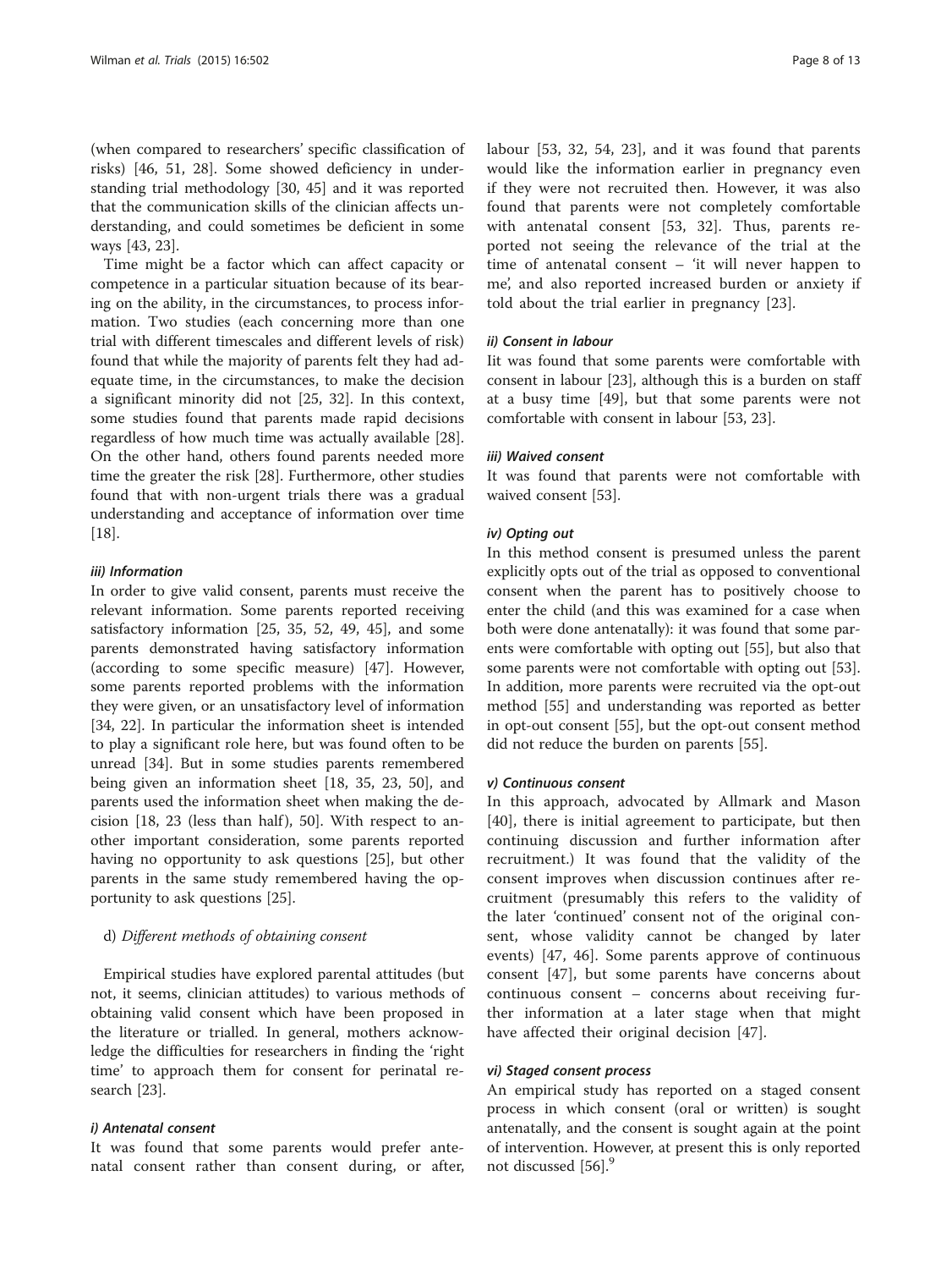(when compared to researchers' specific classification of risks) [46, 51, 28]. Some showed deficiency in understanding trial methodology [30, 45] and it was reported that the communication skills of the clinician affects understanding, and could sometimes be deficient in some ways [43, 23].

Time might be a factor which can affect capacity or competence in a particular situation because of its bearing on the ability, in the circumstances, to process information. Two studies (each concerning more than one trial with different timescales and different levels of risk) found that while the majority of parents felt they had adequate time, in the circumstances, to make the decision a significant minority did not [25, 32]. In this context, some studies found that parents made rapid decisions regardless of how much time was actually available [28]. On the other hand, others found parents needed more time the greater the risk [28]. Furthermore, other studies found that with non-urgent trials there was a gradual understanding and acceptance of information over time [18].

#### *iii) Information*

In order to give valid consent, parents must receive the relevant information. Some parents reported receiving satisfactory information [25, 35, 52, 49, 45], and some parents demonstrated having satisfactory information (according to some specific measure) [47]. However, some parents reported problems with the information they were given, or an unsatisfactory level of information [34, 22]. In particular the information sheet is intended to play a significant role here, but was found often to be unread [34]. But in some studies parents remembered being given an information sheet [18, 35, 23, 50], and parents used the information sheet when making the decision [18, 23 (less than half), 50]. With respect to another important consideration, some parents reported having no opportunity to ask questions [25], but other parents in the same study remembered having the opportunity to ask questions [25].

### d) *Different methods of obtaining consent*

Empirical studies have explored parental attitudes (but not, it seems, clinician attitudes) to various methods of obtaining valid consent which have been proposed in the literature or trialled. In general, mothers acknowledge the difficulties for researchers in finding the 'right time' to approach them for consent for perinatal research [23].

#### *i) Antenatal consent*

It was found that some parents would prefer antenatal consent rather than consent during, or after, labour [53, 32, 54, 23], and it was found that parents would like the information earlier in pregnancy even if they were not recruited then. However, it was also found that parents were not completely comfortable with antenatal consent [53, 32]. Thus, parents reported not seeing the relevance of the trial at the time of antenatal consent – 'it will never happen to me', and also reported increased burden or anxiety if told about the trial earlier in pregnancy [23].

#### *ii) Consent in labour*

Iit was found that some parents were comfortable with consent in labour [23], although this is a burden on staff at a busy time [49], but that some parents were not comfortable with consent in labour [53, 23].

#### *iii) Waived consent*

It was found that parents were not comfortable with waived consent [53].

#### *iv) Opting out*

In this method consent is presumed unless the parent explicitly opts out of the trial as opposed to conventional consent when the parent has to positively choose to enter the child (and this was examined for a case when both were done antenatally): it was found that some parents were comfortable with opting out [55], but also that some parents were not comfortable with opting out [53]. In addition, more parents were recruited via the opt-out method [55] and understanding was reported as better in opt-out consent [55], but the opt-out consent method did not reduce the burden on parents [55].

#### *v) Continuous consent*

In this approach, advocated by Allmark and Mason [40], there is initial agreement to participate, but then continuing discussion and further information after recruitment.) It was found that the validity of the consent improves when discussion continues after recruitment (presumably this refers to the validity of the later 'continued' consent not of the original consent, whose validity cannot be changed by later events) [47, 46]. Some parents approve of continuous consent [47], but some parents have concerns about continuous consent – concerns about receiving further information at a later stage when that might have affected their original decision [47].

#### *vi) Staged consent process*

An empirical study has reported on a staged consent process in which consent (oral or written) is sought antenatally, and the consent is sought again at the point of intervention. However, at present this is only reported not discussed [56].[9]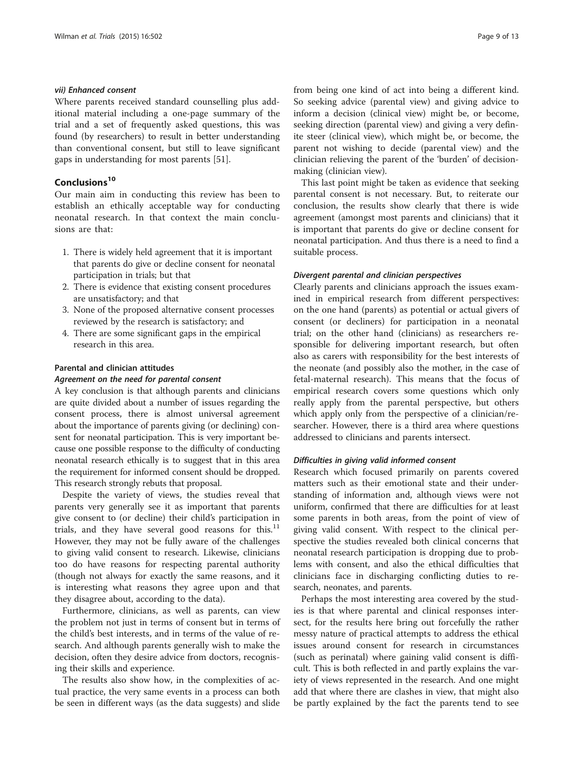#### vii) Enhanced consent

Where parents received standard counselling plus additional material including a one-page summary of the trial and a set of frequently asked questions, this was found (by researchers) to result in better understanding than conventional consent, but still to leave significant gaps in understanding for most parents [51].

## Conclusions[10]

Our main aim in conducting this review has been to establish an ethically acceptable way for conducting neonatal research. In that context the main conclusions are that:

1. There is widely held agreement that it is important that parents do give or decline consent for neonatal participation in trials; but that
2. There is evidence that existing consent procedures are unsatisfactory; and that
3. None of the proposed alternative consent processes reviewed by the research is satisfactory; and
4. There are some significant gaps in the empirical research in this area.

### Parental and clinician attitudes

#### Agreement on the need for parental consent

A key conclusion is that although parents and clinicians are quite divided about a number of issues regarding the consent process, there is almost universal agreement about the importance of parents giving (or declining) consent for neonatal participation. This is very important because one possible response to the difficulty of conducting neonatal research ethically is to suggest that in this area the requirement for informed consent should be dropped. This research strongly rebuts that proposal.

Despite the variety of views, the studies reveal that parents very generally see it as important that parents give consent to (or decline) their child's participation in trials, and they have several good reasons for this.[11] However, they may not be fully aware of the challenges to giving valid consent to research. Likewise, clinicians too do have reasons for respecting parental authority (though not always for exactly the same reasons, and it is interesting what reasons they agree upon and that they disagree about, according to the data).

Furthermore, clinicians, as well as parents, can view the problem not just in terms of consent but in terms of the child's best interests, and in terms of the value of research. And although parents generally wish to make the decision, often they desire advice from doctors, recognising their skills and experience.

The results also show how, in the complexities of actual practice, the very same events in a process can both be seen in different ways (as the data suggests) and slide from being one kind of act into being a different kind. So seeking advice (parental view) and giving advice to inform a decision (clinical view) might be, or become, seeking direction (parental view) and giving a very definite steer (clinical view), which might be, or become, the parent not wishing to decide (parental view) and the clinician relieving the parent of the 'burden' of decision-making (clinician view).

This last point might be taken as evidence that seeking parental consent is not necessary. But, to reiterate our conclusion, the results show clearly that there is wide agreement (amongst most parents and clinicians) that it is important that parents do give or decline consent for neonatal participation. And thus there is a need to find a suitable process.

#### Divergent parental and clinician perspectives

Clearly parents and clinicians approach the issues examined in empirical research from different perspectives: on the one hand (parents) as potential or actual givers of consent (or decliners) for participation in a neonatal trial; on the other hand (clinicians) as researchers responsible for delivering important research, but often also as carers with responsibility for the best interests of the neonate (and possibly also the mother, in the case of fetal-maternal research). This means that the focus of empirical research covers some questions which only really apply from the parental perspective, but others which apply only from the perspective of a clinician/researcher. However, there is a third area where questions addressed to clinicians and parents intersect.

#### Difficulties in giving valid informed consent

Research which focused primarily on parents covered matters such as their emotional state and their understanding of information and, although views were not uniform, confirmed that there are difficulties for at least some parents in both areas, from the point of view of giving valid consent. With respect to the clinical perspective the studies revealed both clinical concerns that neonatal research participation is dropping due to problems with consent, and also the ethical difficulties that clinicians face in discharging conflicting duties to research, neonates, and parents.

Perhaps the most interesting area covered by the studies is that where parental and clinical responses intersect, for the results here bring out forcefully the rather messy nature of practical attempts to address the ethical issues around consent for research in circumstances (such as perinatal) where gaining valid consent is difficult. This is both reflected in and partly explains the variety of views represented in the research. And one might add that where there are clashes in view, that might also be partly explained by the fact the parents tend to see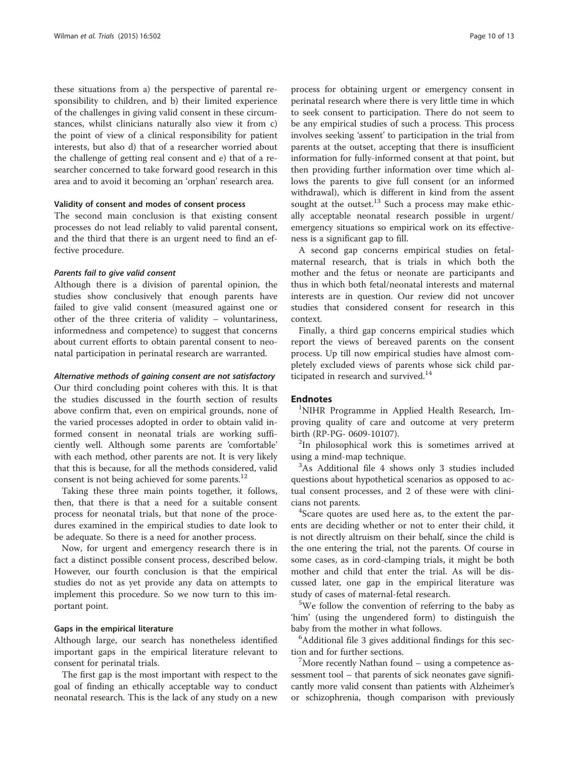these situations from a) the perspective of parental responsibility to children, and b) their limited experience of the challenges in giving valid consent in these circumstances, whilst clinicians naturally also view it from c) the point of view of a clinical responsibility for patient interests, but also d) that of a researcher worried about the challenge of getting real consent and e) that of a researcher concerned to take forward good research in this area and to avoid it becoming an 'orphan' research area.

### Validity of consent and modes of consent process

The second main conclusion is that existing consent processes do not lead reliably to valid parental consent, and the third that there is an urgent need to find an effective procedure.

#### *Parents fail to give valid consent*

Although there is a division of parental opinion, the studies show conclusively that enough parents have failed to give valid consent (measured against one or other of the three criteria of validity – voluntariness, informedness and competence) to suggest that concerns about current efforts to obtain parental consent to neonatal participation in perinatal research are warranted.

#### *Alternative methods of gaining consent are not satisfactory*

Our third concluding point coheres with this. It is that the studies discussed in the fourth section of results above confirm that, even on empirical grounds, none of the varied processes adopted in order to obtain valid informed consent in neonatal trials are working sufficiently well. Although some parents are 'comfortable' with each method, other parents are not. It is very likely that this is because, for all the methods considered, valid consent is not being achieved for some parents.[12]

Taking these three main points together, it follows, then, that there is that a need for a suitable consent process for neonatal trials, but that none of the procedures examined in the empirical studies to date look to be adequate. So there is a need for another process.

Now, for urgent and emergency research there is in fact a distinct possible consent process, described below. However, our fourth conclusion is that the empirical studies do not as yet provide any data on attempts to implement this procedure. So we now turn to this important point.

### Gaps in the empirical literature

Although large, our search has nonetheless identified important gaps in the empirical literature relevant to consent for perinatal trials.

The first gap is the most important with respect to the goal of finding an ethically acceptable way to conduct neonatal research. This is the lack of any study on a new process for obtaining urgent or emergency consent in perinatal research where there is very little time in which to seek consent to participation. There do not seem to be any empirical studies of such a process. This process involves seeking 'assent' to participation in the trial from parents at the outset, accepting that there is insufficient information for fully-informed consent at that point, but then providing further information over time which allows the parents to give full consent (or an informed withdrawal), which is different in kind from the assent sought at the outset.[13] Such a process may make ethically acceptable neonatal research possible in urgent/emergency situations so empirical work on its effectiveness is a significant gap to fill.

A second gap concerns empirical studies on fetal-maternal research, that is trials in which both the mother and the fetus or neonate are participants and thus in which both fetal/neonatal interests and maternal interests are in question. Our review did not uncover studies that considered consent for research in this context.

Finally, a third gap concerns empirical studies which report the views of bereaved parents on the consent process. Up till now empirical studies have almost completely excluded views of parents whose sick child participated in research and survived.[14]

## Endnotes

[1]NIHR Programme in Applied Health Research, Improving quality of care and outcome at very preterm birth (RP-PG- 0609-10107).

[2]In philosophical work this is sometimes arrived at using a mind-map technique.

[3]As Additional file 4 shows only 3 studies included questions about hypothetical scenarios as opposed to actual consent processes, and 2 of these were with clinicians not parents.

[4]Scare quotes are used here as, to the extent the parents are deciding whether or not to enter their child, it is not directly altruism on their behalf, since the child is the one entering the trial, not the parents. Of course in some cases, as in cord-clamping trials, it might be both mother and child that enter the trial. As will be discussed later, one gap in the empirical literature was study of cases of maternal-fetal research.

[5]We follow the convention of referring to the baby as 'him' (using the ungendered form) to distinguish the baby from the mother in what follows.

[6]Additional file 3 gives additional findings for this section and for further sections.

[7]More recently Nathan found – using a competence assessment tool – that parents of sick neonates gave significantly more valid consent than patients with Alzheimer's or schizophrenia, though comparison with previously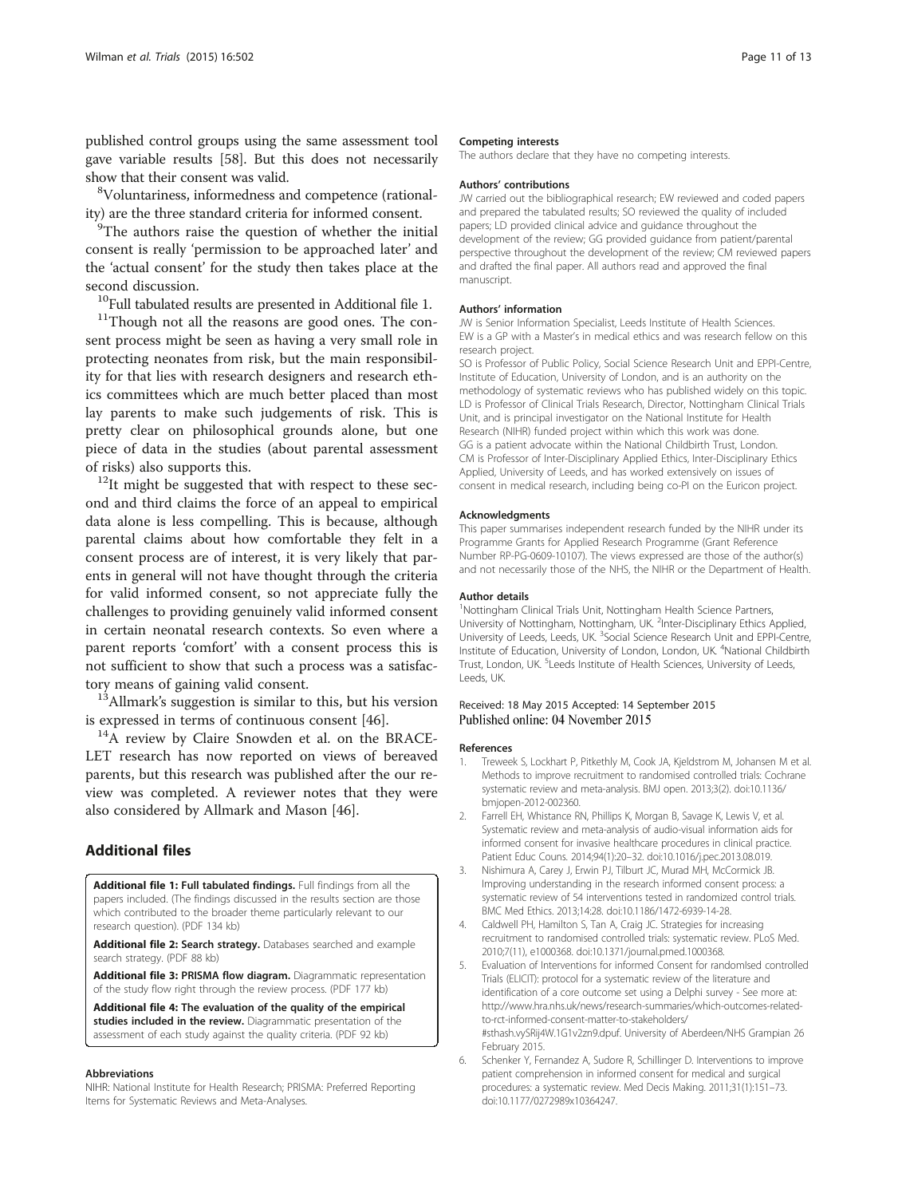published control groups using the same assessment tool gave variable results [58]. But this does not necessarily show that their consent was valid.

[8]Voluntariness, informedness and competence (rationality) are the three standard criteria for informed consent.

[9]The authors raise the question of whether the initial consent is really 'permission to be approached later' and the 'actual consent' for the study then takes place at the second discussion.

[10]Full tabulated results are presented in Additional file 1.

[11]Though not all the reasons are good ones. The consent process might be seen as having a very small role in protecting neonates from risk, but the main responsibility for that lies with research designers and research ethics committees which are much better placed than most lay parents to make such judgements of risk. This is pretty clear on philosophical grounds alone, but one piece of data in the studies (about parental assessment of risks) also supports this.

[12]It might be suggested that with respect to these second and third claims the force of an appeal to empirical data alone is less compelling. This is because, although parental claims about how comfortable they felt in a consent process are of interest, it is very likely that parents in general will not have thought through the criteria for valid informed consent, so not appreciate fully the challenges to providing genuinely valid informed consent in certain neonatal research contexts. So even where a parent reports 'comfort' with a consent process this is not sufficient to show that such a process was a satisfactory means of gaining valid consent.

[13]Allmark's suggestion is similar to this, but his version is expressed in terms of continuous consent [46].

[14]A review by Claire Snowden et al. on the BRACELET research has now reported on views of bereaved parents, but this research was published after the our review was completed. A reviewer notes that they were also considered by Allmark and Mason [46].

## Additional files

**Additional file 1: Full tabulated findings.** Full findings from all the papers included. (The findings discussed in the results section are those which contributed to the broader theme particularly relevant to our research question). (PDF 134 kb)

**Additional file 2: Search strategy.** Databases searched and example search strategy. (PDF 88 kb)

**Additional file 3: PRISMA flow diagram.** Diagrammatic representation of the study flow right through the review process. (PDF 177 kb)

**Additional file 4: The evaluation of the quality of the empirical studies included in the review.** Diagrammatic presentation of the assessment of each study against the quality criteria. (PDF 92 kb)

#### Abbreviations

NIHR: National Institute for Health Research; PRISMA: Preferred Reporting Items for Systematic Reviews and Meta-Analyses.

#### Competing interests

The authors declare that they have no competing interests.

#### Authors' contributions

JW carried out the bibliographical research; EW reviewed and coded papers and prepared the tabulated results; SO reviewed the quality of included papers; LD provided clinical advice and guidance throughout the development of the review; GG provided guidance from patient/parental perspective throughout the development of the review; CM reviewed papers and drafted the final paper. All authors read and approved the final manuscript.

#### Authors' information

JW is Senior Information Specialist, Leeds Institute of Health Sciences.
EW is a GP with a Master's in medical ethics and was research fellow on this research project.
SO is Professor of Public Policy, Social Science Research Unit and EPPI-Centre, Institute of Education, University of London, and is an authority on the methodology of systematic reviews who has published widely on this topic.
LD is Professor of Clinical Trials Research, Director, Nottingham Clinical Trials Unit, and is principal investigator on the National Institute for Health Research (NIHR) funded project within which this work was done.
GG is a patient advocate within the National Childbirth Trust, London.
CM is Professor of Inter-Disciplinary Applied Ethics, Inter-Disciplinary Ethics Applied, University of Leeds, and has worked extensively on issues of consent in medical research, including being co-PI on the Euricon project.

#### Acknowledgments

This paper summarises independent research funded by the NIHR under its Programme Grants for Applied Research Programme (Grant Reference Number RP-PG-0609-10107). The views expressed are those of the author(s) and not necessarily those of the NHS, the NIHR or the Department of Health.

#### Author details

[1]Nottingham Clinical Trials Unit, Nottingham Health Science Partners, University of Nottingham, Nottingham, UK. [2]Inter-Disciplinary Ethics Applied, University of Leeds, Leeds, UK. [3]Social Science Research Unit and EPPI-Centre, Institute of Education, University of London, London, UK. [4]National Childbirth Trust, London, UK. [5]Leeds Institute of Health Sciences, University of Leeds, Leeds, UK.

Received: 18 May 2015 Accepted: 14 September 2015
Published online: 04 November 2015

#### References

1. Treweek S, Lockhart P, Pitkethly M, Cook JA, Kjeldstrom M, Johansen M et al. Methods to improve recruitment to randomised controlled trials: Cochrane systematic review and meta-analysis. BMJ open. 2013;3(2). doi:10.1136/bmjopen-2012-002360.
2. Farrell EH, Whistance RN, Phillips K, Morgan B, Savage K, Lewis V, et al. Systematic review and meta-analysis of audio-visual information aids for informed consent for invasive healthcare procedures in clinical practice. Patient Educ Couns. 2014;94(1):20–32. doi:10.1016/j.pec.2013.08.019.
3. Nishimura A, Carey J, Erwin PJ, Tilburt JC, Murad MH, McCormick JB. Improving understanding in the research informed consent process: a systematic review of 54 interventions tested in randomized control trials. BMC Med Ethics. 2013;14:28. doi:10.1186/1472-6939-14-28.
4. Caldwell PH, Hamilton S, Tan A, Craig JC. Strategies for increasing recruitment to randomised controlled trials: systematic review. PLoS Med. 2010;7(11), e1000368. doi:10.1371/journal.pmed.1000368.
5. Evaluation of Interventions for informed Consent for randomIsed controlled Trials (ELICIT): protocol for a systematic review of the literature and identification of a core outcome set using a Delphi survey - See more at: http://www.hra.nhs.uk/news/research-summaries/which-outcomes-related-to-rct-informed-consent-matter-to-stakeholders/#sthash.vySRij4W.1G1v2zn9.dpuf. University of Aberdeen/NHS Grampian 26 February 2015.
6. Schenker Y, Fernandez A, Sudore R, Schillinger D. Interventions to improve patient comprehension in informed consent for medical and surgical procedures: a systematic review. Med Decis Making. 2011;31(1):151–73. doi:10.1177/0272989x10364247.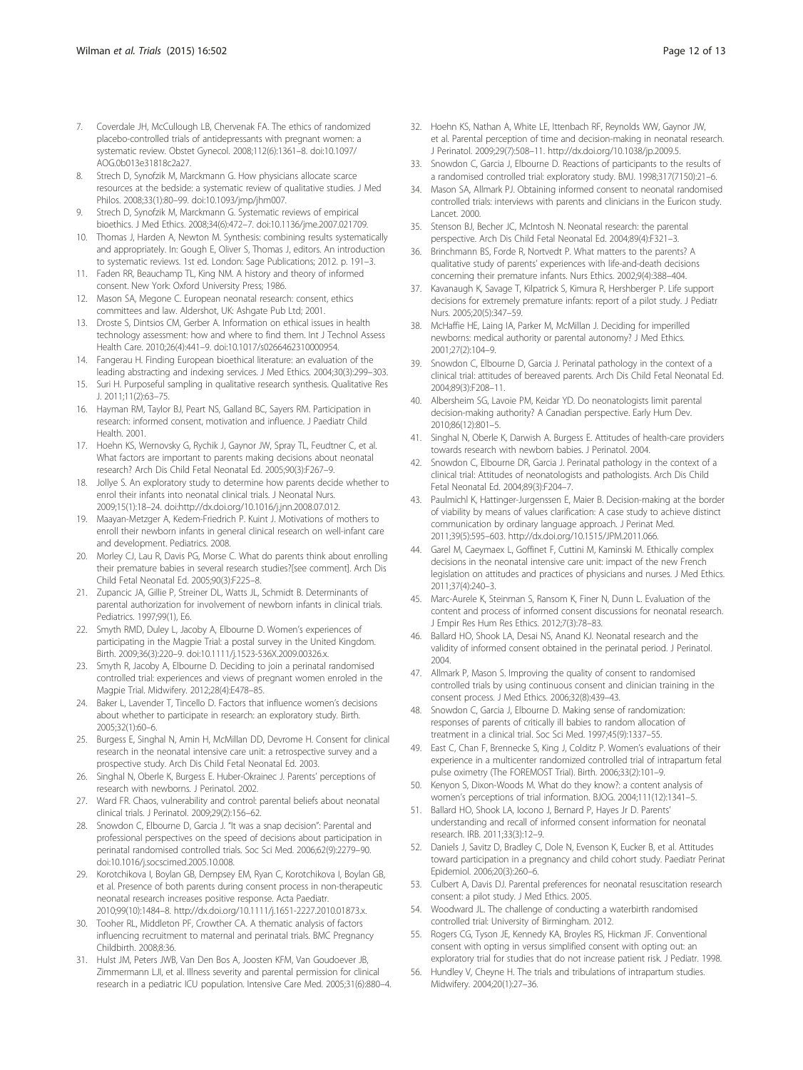7. Coverdale JH, McCullough LB, Chervenak FA. The ethics of randomized placebo-controlled trials of antidepressants with pregnant women: a systematic review. Obstet Gynecol. 2008;112(6):1361–8. doi:10.1097/AOG.0b013e31818c2a27.
8. Strech D, Synofzik M, Marckmann G. How physicians allocate scarce resources at the bedside: a systematic review of qualitative studies. J Med Philos. 2008;33(1):80–99. doi:10.1093/jmp/jhm007.
9. Strech D, Synofzik M, Marckmann G. Systematic reviews of empirical bioethics. J Med Ethics. 2008;34(6):472–7. doi:10.1136/jme.2007.021709.
10. Thomas J, Harden A, Newton M. Synthesis: combining results systematically and appropriately. In: Gough E, Oliver S, Thomas J, editors. An introduction to systematic reviews. 1st ed. London: Sage Publications; 2012. p. 191–3.
11. Faden RR, Beauchamp TL, King NM. A history and theory of informed consent. New York: Oxford University Press; 1986.
12. Mason SA, Megone C. European neonatal research: consent, ethics committees and law. Aldershot, UK: Ashgate Pub Ltd; 2001.
13. Droste S, Dintsios CM, Gerber A. Information on ethical issues in health technology assessment: how and where to find them. Int J Technol Assess Health Care. 2010;26(4):441–9. doi:10.1017/s0266462310000954.
14. Fangerau H. Finding European bioethical literature: an evaluation of the leading abstracting and indexing services. J Med Ethics. 2004;30(3):299–303.
15. Suri H. Purposeful sampling in qualitative research synthesis. Qualitative Res J. 2011;11(2):63–75.
16. Hayman RM, Taylor BJ, Peart NS, Galland BC, Sayers RM. Participation in research: informed consent, motivation and influence. J Paediatr Child Health. 2001.
17. Hoehn KS, Wernovsky G, Rychik J, Gaynor JW, Spray TL, Feudtner C, et al. What factors are important to parents making decisions about neonatal research? Arch Dis Child Fetal Neonatal Ed. 2005;90(3):F267–9.
18. Jollye S. An exploratory study to determine how parents decide whether to enrol their infants into neonatal clinical trials. J Neonatal Nurs. 2009;15(1):18–24. doi:http://dx.doi.org/10.1016/j.jnn.2008.07.012.
19. Maayan-Metzger A, Kedem-Friedrich P. Kuint J. Motivations of mothers to enroll their newborn infants in general clinical research on well-infant care and development. Pediatrics. 2008.
20. Morley CJ, Lau R, Davis PG, Morse C. What do parents think about enrolling their premature babies in several research studies?[see comment]. Arch Dis Child Fetal Neonatal Ed. 2005;90(3):F225–8.
21. Zupancic JA, Gillie P, Streiner DL, Watts JL, Schmidt B. Determinants of parental authorization for involvement of newborn infants in clinical trials. Pediatrics. 1997;99(1), E6.
22. Smyth RMD, Duley L, Jacoby A, Elbourne D. Women's experiences of participating in the Magpie Trial: a postal survey in the United Kingdom. Birth. 2009;36(3):220–9. doi:10.1111/j.1523-536X.2009.00326.x.
23. Smyth R, Jacoby A, Elbourne D. Deciding to join a perinatal randomised controlled trial: experiences and views of pregnant women enroled in the Magpie Trial. Midwifery. 2012;28(4):E478–85.
24. Baker L, Lavender T, Tincello D. Factors that influence women's decisions about whether to participate in research: an exploratory study. Birth. 2005;32(1):60–6.
25. Burgess E, Singhal N, Amin H, McMillan DD, Devrome H. Consent for clinical research in the neonatal intensive care unit: a retrospective survey and a prospective study. Arch Dis Child Fetal Neonatal Ed. 2003.
26. Singhal N, Oberle K, Burgess E. Huber-Okrainec J. Parents' perceptions of research with newborns. J Perinatol. 2002.
27. Ward FR. Chaos, vulnerability and control: parental beliefs about neonatal clinical trials. J Perinatol. 2009;29(2):156–62.
28. Snowdon C, Elbourne D, Garcia J. "It was a snap decision": Parental and professional perspectives on the speed of decisions about participation in perinatal randomised controlled trials. Soc Sci Med. 2006;62(9):2279–90. doi:10.1016/j.socscimed.2005.10.008.
29. Korotchikova I, Boylan GB, Dempsey EM, Ryan C, Korotchikova I, Boylan GB, et al. Presence of both parents during consent process in non-therapeutic neonatal research increases positive response. Acta Paediatr. 2010;99(10):1484–8. http://dx.doi.org/10.1111/j.1651-2227.2010.01873.x.
30. Tooher RL, Middleton PF, Crowther CA. A thematic analysis of factors influencing recruitment to maternal and perinatal trials. BMC Pregnancy Childbirth. 2008;8:36.
31. Hulst JM, Peters JWB, Van Den Bos A, Joosten KFM, Van Goudoever JB, Zimmermann LJI, et al. Illness severity and parental permission for clinical research in a pediatric ICU population. Intensive Care Med. 2005;31(6):880–4.
32. Hoehn KS, Nathan A, White LE, Ittenbach RF, Reynolds WW, Gaynor JW, et al. Parental perception of time and decision-making in neonatal research. J Perinatol. 2009;29(7):508–11. http://dx.doi.org/10.1038/jp.2009.5.
33. Snowdon C, Garcia J, Elbourne D. Reactions of participants to the results of a randomised controlled trial: exploratory study. BMJ. 1998;317(7150):21–6.
34. Mason SA, Allmark PJ. Obtaining informed consent to neonatal randomised controlled trials: interviews with parents and clinicians in the Euricon study. Lancet. 2000.
35. Stenson BJ, Becher JC, McIntosh N. Neonatal research: the parental perspective. Arch Dis Child Fetal Neonatal Ed. 2004;89(4):F321–3.
36. Brinchmann BS, Forde R, Nortvedt P. What matters to the parents? A qualitative study of parents' experiences with life-and-death decisions concerning their premature infants. Nurs Ethics. 2002;9(4):388–404.
37. Kavanaugh K, Savage T, Kilpatrick S, Kimura R, Hershberger P. Life support decisions for extremely premature infants: report of a pilot study. J Pediatr Nurs. 2005;20(5):347–59.
38. McHaffie HE, Laing IA, Parker M, McMillan J. Deciding for imperilled newborns: medical authority or parental autonomy? J Med Ethics. 2001;27(2):104–9.
39. Snowdon C, Elbourne D, Garcia J. Perinatal pathology in the context of a clinical trial: attitudes of bereaved parents. Arch Dis Child Fetal Neonatal Ed. 2004;89(3):F208–11.
40. Albersheim SG, Lavoie PM, Keidar YD. Do neonatologists limit parental decision-making authority? A Canadian perspective. Early Hum Dev. 2010;86(12):801–5.
41. Singhal N, Oberle K, Darwish A. Burgess E. Attitudes of health-care providers towards research with newborn babies. J Perinatol. 2004.
42. Snowdon C, Elbourne DR, Garcia J. Perinatal pathology in the context of a clinical trial: Attitudes of neonatologists and pathologists. Arch Dis Child Fetal Neonatal Ed. 2004;89(3):F204–7.
43. Paulmichl K, Hattinger-Jurgenssen E, Maier B. Decision-making at the border of viability by means of values clarification: A case study to achieve distinct communication by ordinary language approach. J Perinat Med. 2011;39(5):595–603. http://dx.doi.org/10.1515/JPM.2011.066.
44. Garel M, Caeymaex L, Goffinet F, Cuttini M, Kaminski M. Ethically complex decisions in the neonatal intensive care unit: impact of the new French legislation on attitudes and practices of physicians and nurses. J Med Ethics. 2011;37(4):240–3.
45. Marc-Aurele K, Steinman S, Ransom K, Finer N, Dunn L. Evaluation of the content and process of informed consent discussions for neonatal research. J Empir Res Hum Res Ethics. 2012;7(3):78–83.
46. Ballard HO, Shook LA, Desai NS, Anand KJ. Neonatal research and the validity of informed consent obtained in the perinatal period. J Perinatol. 2004.
47. Allmark P, Mason S. Improving the quality of consent to randomised controlled trials by using continuous consent and clinician training in the consent process. J Med Ethics. 2006;32(8):439–43.
48. Snowdon C, Garcia J, Elbourne D. Making sense of randomization: responses of parents of critically ill babies to random allocation of treatment in a clinical trial. Soc Sci Med. 1997;45(9):1337–55.
49. East C, Chan F, Brennecke S, King J, Colditz P. Women's evaluations of their experience in a multicenter randomized controlled trial of intrapartum fetal pulse oximetry (The FOREMOST Trial). Birth. 2006;33(2):101–9.
50. Kenyon S, Dixon-Woods M. What do they know?: a content analysis of women's perceptions of trial information. BJOG. 2004;111(12):1341–5.
51. Ballard HO, Shook LA, Iocono J, Bernard P, Hayes Jr D. Parents' understanding and recall of informed consent information for neonatal research. IRB. 2011;33(3):12–9.
52. Daniels J, Savitz D, Bradley C, Dole N, Evenson K, Eucker B, et al. Attitudes toward participation in a pregnancy and child cohort study. Paediatr Perinat Epidemiol. 2006;20(3):260–6.
53. Culbert A, Davis DJ. Parental preferences for neonatal resuscitation research consent: a pilot study. J Med Ethics. 2005.
54. Woodward JL. The challenge of conducting a waterbirth randomised controlled trial: University of Birmingham. 2012.
55. Rogers CG, Tyson JE, Kennedy KA, Broyles RS, Hickman JF. Conventional consent with opting in versus simplified consent with opting out: an exploratory trial for studies that do not increase patient risk. J Pediatr. 1998.
56. Hundley V, Cheyne H. The trials and tribulations of intrapartum studies. Midwifery. 2004;20(1):27–36.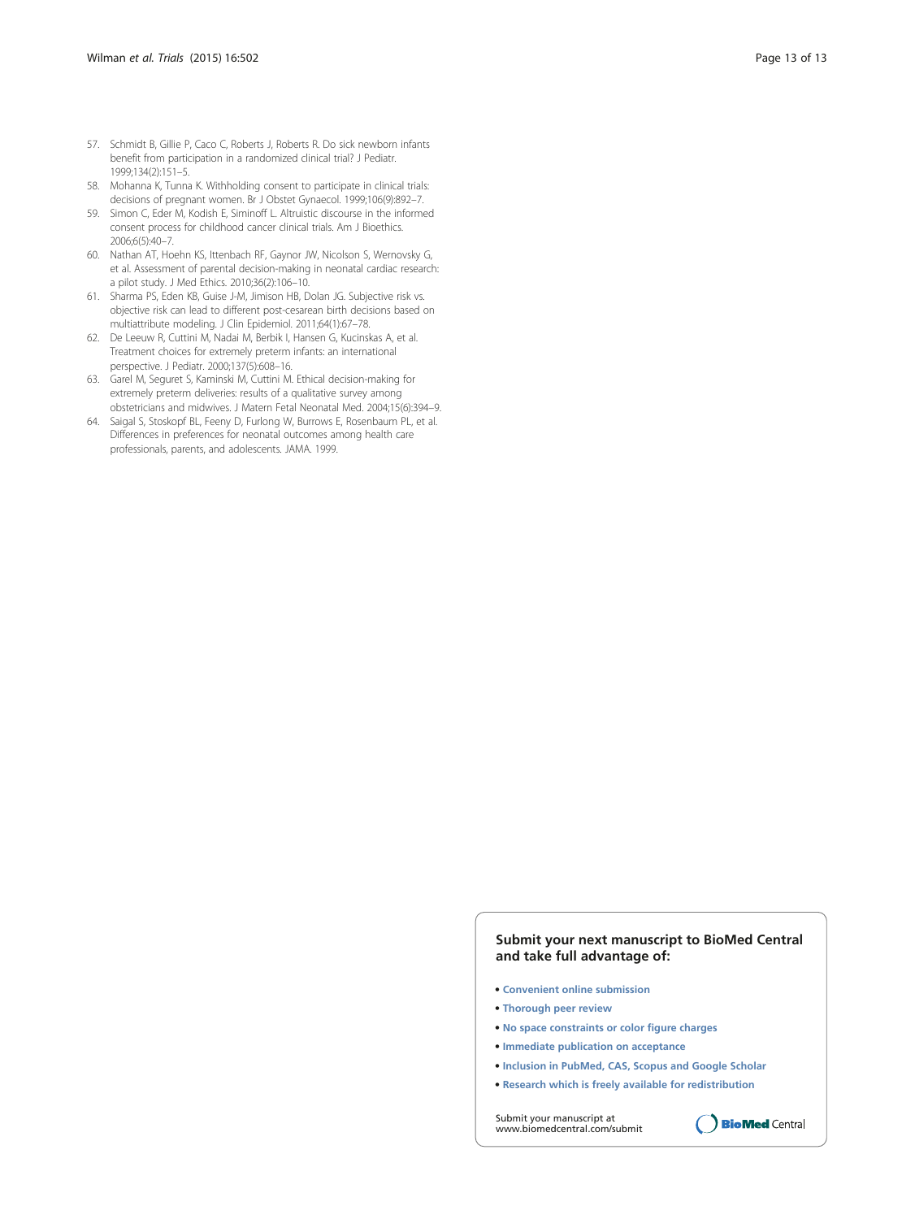57. Schmidt B, Gillie P, Caco C, Roberts J, Roberts R. Do sick newborn infants benefit from participation in a randomized clinical trial? J Pediatr. 1999;134(2):151–5.
58. Mohanna K, Tunna K. Withholding consent to participate in clinical trials: decisions of pregnant women. Br J Obstet Gynaecol. 1999;106(9):892–7.
59. Simon C, Eder M, Kodish E, Siminoff L. Altruistic discourse in the informed consent process for childhood cancer clinical trials. Am J Bioethics. 2006;6(5):40–7.
60. Nathan AT, Hoehn KS, Ittenbach RF, Gaynor JW, Nicolson S, Wernovsky G, et al. Assessment of parental decision-making in neonatal cardiac research: a pilot study. J Med Ethics. 2010;36(2):106–10.
61. Sharma PS, Eden KB, Guise J-M, Jimison HB, Dolan JG. Subjective risk vs. objective risk can lead to different post-cesarean birth decisions based on multiattribute modeling. J Clin Epidemiol. 2011;64(1):67–78.
62. De Leeuw R, Cuttini M, Nadai M, Berbik I, Hansen G, Kucinskas A, et al. Treatment choices for extremely preterm infants: an international perspective. J Pediatr. 2000;137(5):608–16.
63. Garel M, Seguret S, Kaminski M, Cuttini M. Ethical decision-making for extremely preterm deliveries: results of a qualitative survey among obstetricians and midwives. J Matern Fetal Neonatal Med. 2004;15(6):394–9.
64. Saigal S, Stoskopf BL, Feeny D, Furlong W, Burrows E, Rosenbaum PL, et al. Differences in preferences for neonatal outcomes among health care professionals, parents, and adolescents. JAMA. 1999.

**Submit your next manuscript to BioMed Central and take full advantage of:**

- **Convenient online submission**
- **Thorough peer review**
- **No space constraints or color figure charges**
- **Immediate publication on acceptance**
- **Inclusion in PubMed, CAS, Scopus and Google Scholar**
- **Research which is freely available for redistribution**

Submit your manuscript at
www.biomedcentral.com/submit

BioMed Central